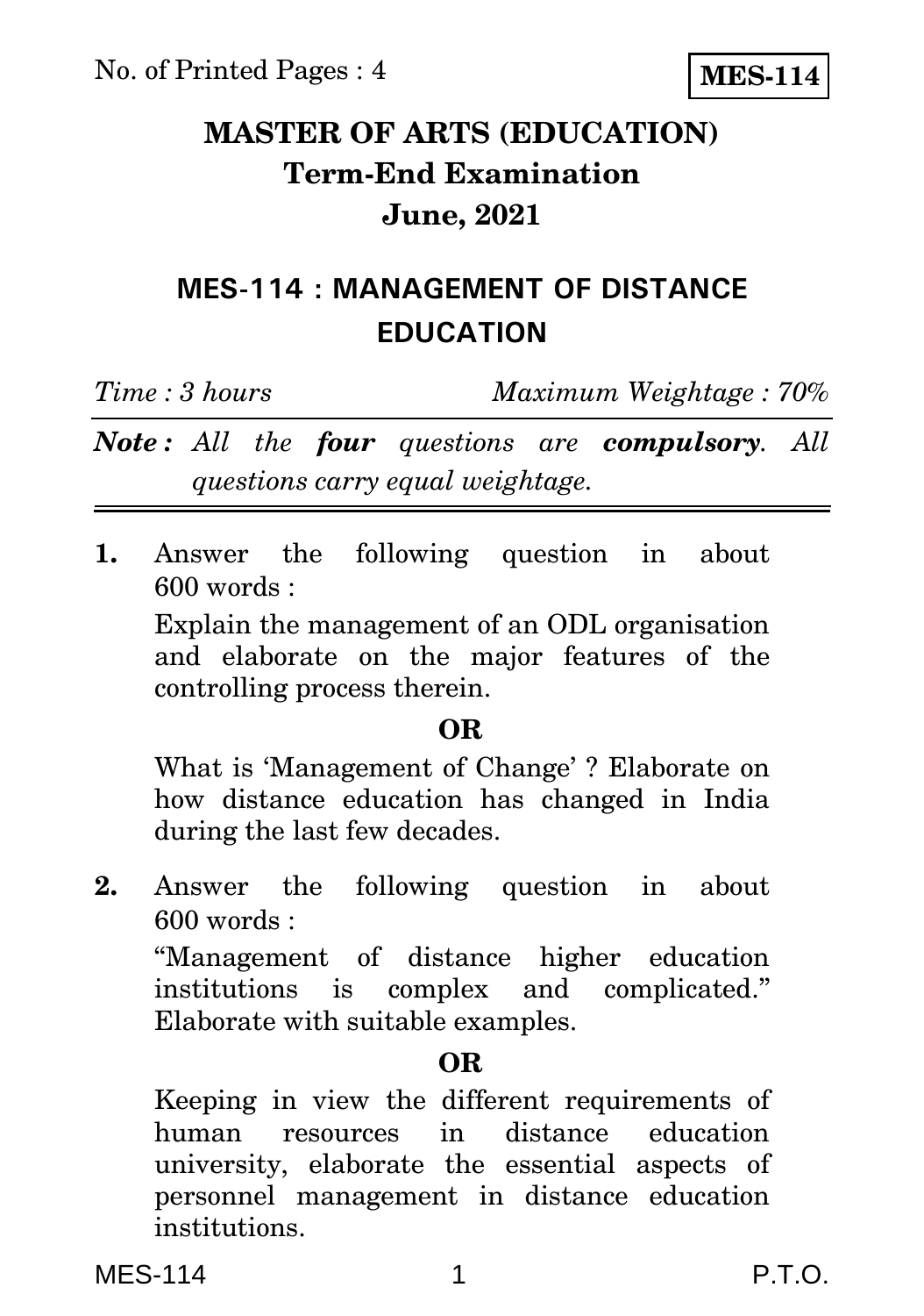No. of Printed Pages : 4

**MES-114**

# MASTER OF ARTS (EDUCATION)
# Term-End Examination
# June, 2021

## MES-114 : MANAGEMENT OF DISTANCE EDUCATION

*Time : 3 hours* *Maximum Weightage : 70%*

***Note :*** *All the* ***four*** *questions are* ***compulsory****. All questions carry equal weightage.*

---

**1.** Answer the following question in about 600 words :

Explain the management of an ODL organisation and elaborate on the major features of the controlling process therein.

**OR**

What is 'Management of Change' ? Elaborate on how distance education has changed in India during the last few decades.

**2.** Answer the following question in about 600 words :

"Management of distance higher education institutions is complex and complicated." Elaborate with suitable examples.

**OR**

Keeping in view the different requirements of human resources in distance education university, elaborate the essential aspects of personnel management in distance education institutions.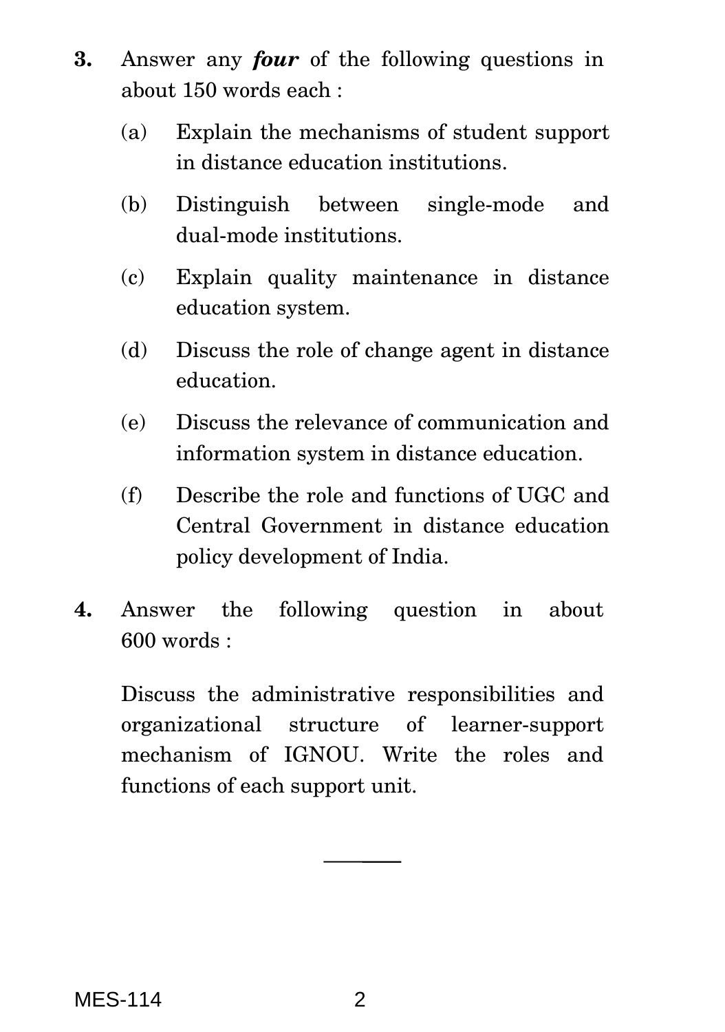**3.** Answer any ***four*** of the following questions in about 150 words each :

(a) Explain the mechanisms of student support in distance education institutions.

(b) Distinguish between single-mode and dual-mode institutions.

(c) Explain quality maintenance in distance education system.

(d) Discuss the role of change agent in distance education.

(e) Discuss the relevance of communication and information system in distance education.

(f) Describe the role and functions of UGC and Central Government in distance education policy development of India.

**4.** Answer the following question in about 600 words :

Discuss the administrative responsibilities and organizational structure of learner-support mechanism of IGNOU. Write the roles and functions of each support unit.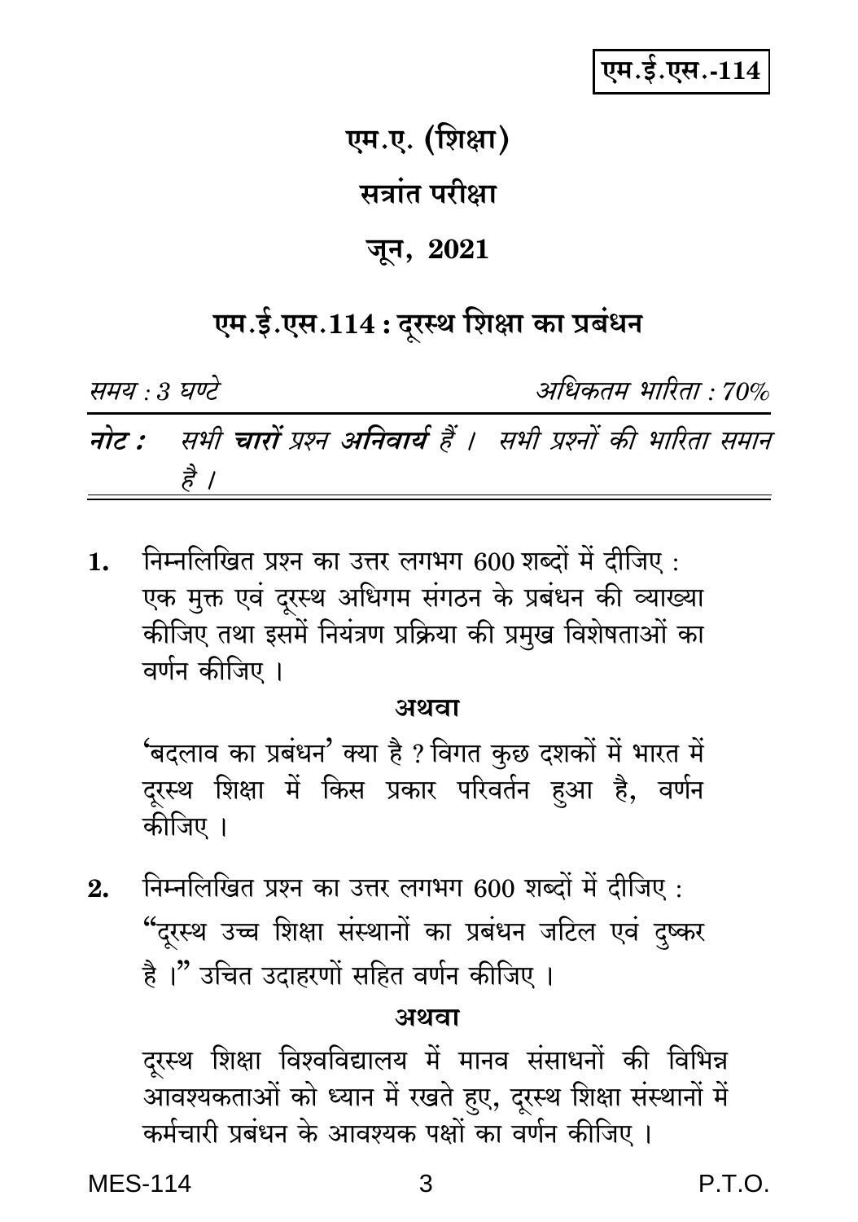एम.ई.एस.-114

# एम.ए. (शिक्षा)

## सत्रांत परीक्षा

## जून, 2021

## एम.ई.एस.114 : दूरस्थ शिक्षा का प्रबंधन

*समय : 3 घण्टे* *अधिकतम भारिता : 70%*

***नोट :*** *सभी **चारों** प्रश्न **अनिवार्य** हैं । सभी प्रश्नों की भारिता समान है ।*

---

**1.** निम्नलिखित प्रश्न का उत्तर लगभग 600 शब्दों में दीजिए :
एक मुक्त एवं दूरस्थ अधिगम संगठन के प्रबंधन की व्याख्या कीजिए तथा इसमें नियंत्रण प्रक्रिया की प्रमुख विशेषताओं का वर्णन कीजिए ।

**अथवा**

'बदलाव का प्रबंधन' क्या है ? विगत कुछ दशकों में भारत में दूरस्थ शिक्षा में किस प्रकार परिवर्तन हुआ है, वर्णन कीजिए ।

**2.** निम्नलिखित प्रश्न का उत्तर लगभग 600 शब्दों में दीजिए :
"दूरस्थ उच्च शिक्षा संस्थानों का प्रबंधन जटिल एवं दुष्कर है ।" उचित उदाहरणों सहित वर्णन कीजिए ।

**अथवा**

दूरस्थ शिक्षा विश्वविद्यालय में मानव संसाधनों की विभिन्न आवश्यकताओं को ध्यान में रखते हुए, दूरस्थ शिक्षा संस्थानों में कर्मचारी प्रबंधन के आवश्यक पक्षों का वर्णन कीजिए ।

MES-114 P.T.O.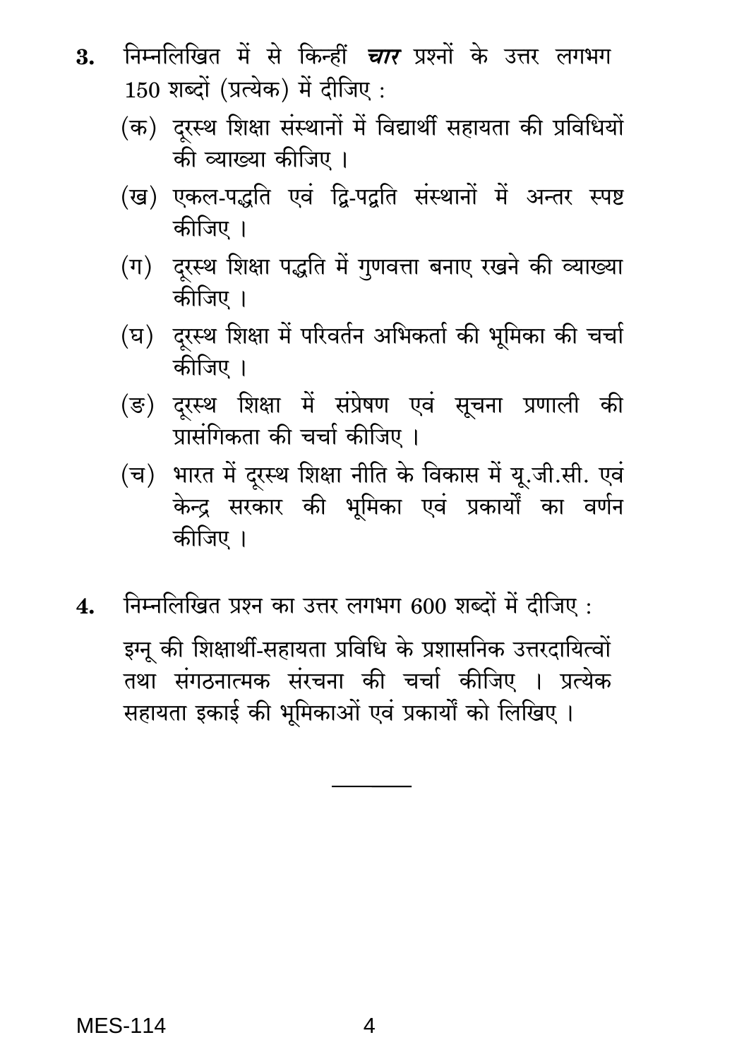**3.** निम्नलिखित में से किन्हीं ***चार*** प्रश्नों के उत्तर लगभग 150 शब्दों (प्रत्येक) में दीजिए :

(क) दूरस्थ शिक्षा संस्थानों में विद्यार्थी सहायता की प्रविधियों की व्याख्या कीजिए ।

(ख) एकल-पद्धति एवं द्वि-पद्दति संस्थानों में अन्तर स्पष्ट कीजिए ।

(ग) दूरस्थ शिक्षा पद्धति में गुणवत्ता बनाए रखने की व्याख्या कीजिए ।

(घ) दूरस्थ शिक्षा में परिवर्तन अभिकर्ता की भूमिका की चर्चा कीजिए ।

(ङ) दूरस्थ शिक्षा में संप्रेषण एवं सूचना प्रणाली की प्रासंगिकता की चर्चा कीजिए ।

(च) भारत में दूरस्थ शिक्षा नीति के विकास में यू.जी.सी. एवं केन्द्र सरकार की भूमिका एवं प्रकार्यों का वर्णन कीजिए ।

**4.** निम्नलिखित प्रश्न का उत्तर लगभग 600 शब्दों में दीजिए :

इग्नू की शिक्षार्थी-सहायता प्रविधि के प्रशासनिक उत्तरदायित्वों तथा संगठनात्मक संरचना की चर्चा कीजिए । प्रत्येक सहायता इकाई की भूमिकाओं एवं प्रकार्यों को लिखिए ।

---